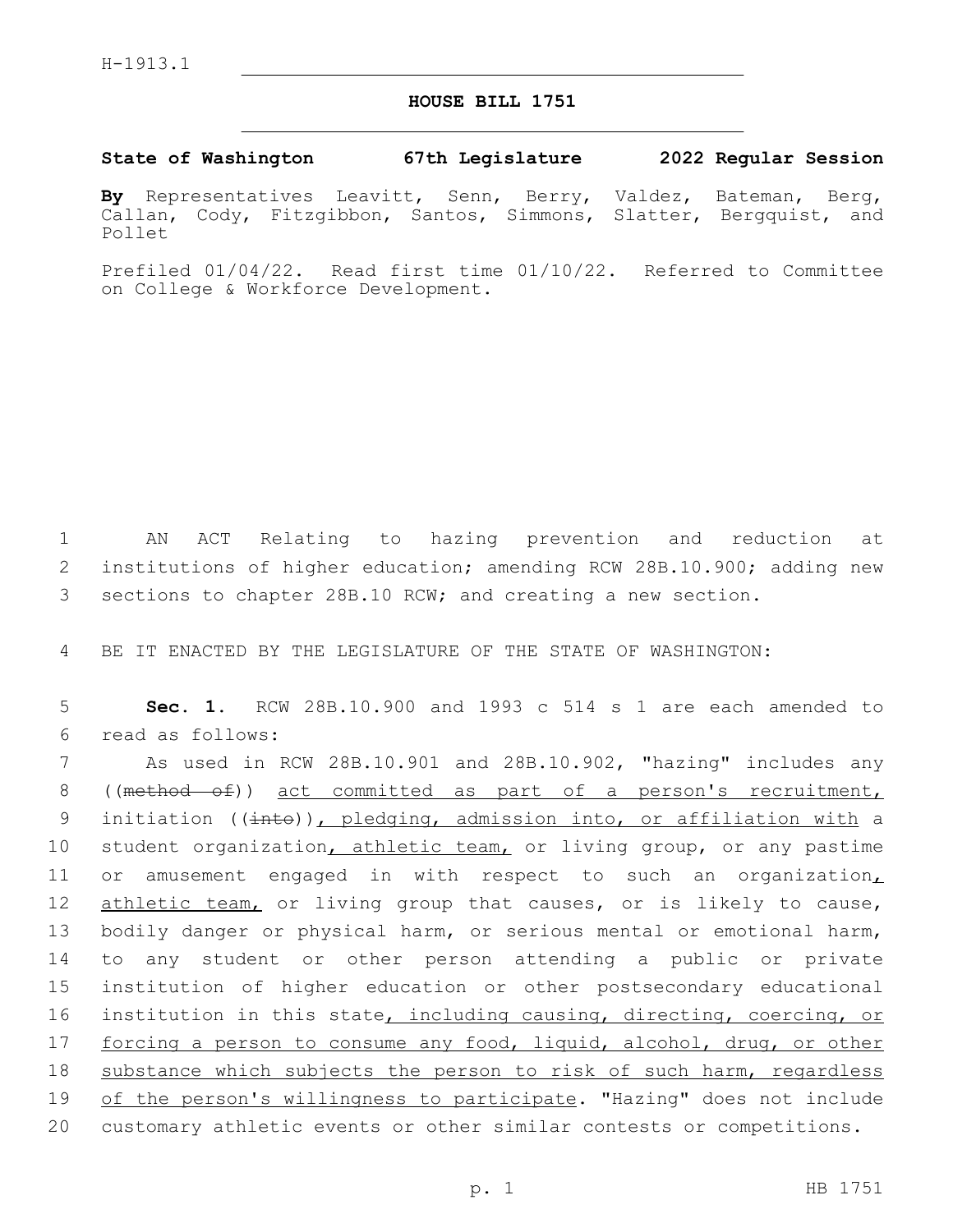H-1913.1

# HOUSE BILL 1751

**State of Washington 67th Legislature 2022 Regular Session**

**By** Representatives Leavitt, Senn, Berry, Valdez, Bateman, Berg, Callan, Cody, Fitzgibbon, Santos, Simmons, Slatter, Bergquist, and Pollet

Prefiled 01/04/22. Read first time 01/10/22. Referred to Committee on College & Workforce Development.

AN ACT Relating to hazing prevention and reduction at institutions of higher education; amending RCW 28B.10.900; adding new sections to chapter 28B.10 RCW; and creating a new section.

BE IT ENACTED BY THE LEGISLATURE OF THE STATE OF WASHINGTON:

**Sec. 1.** RCW 28B.10.900 and 1993 c 514 s 1 are each amended to read as follows:

As used in RCW 28B.10.901 and 28B.10.902, "hazing" includes any ((~~method of~~)) <u>act committed as part of a person's recruitment,</u> initiation ((~~into~~))<u>, pledging, admission into, or affiliation with</u> a student organization<u>, athletic team,</u> or living group, or any pastime or amusement engaged in with respect to such an organization<u>, athletic team,</u> or living group that causes, or is likely to cause, bodily danger or physical harm, or serious mental or emotional harm, to any student or other person attending a public or private institution of higher education or other postsecondary educational institution in this state<u>, including causing, directing, coercing, or forcing a person to consume any food, liquid, alcohol, drug, or other substance which subjects the person to risk of such harm, regardless of the person's willingness to participate</u>. "Hazing" does not include customary athletic events or other similar contests or competitions.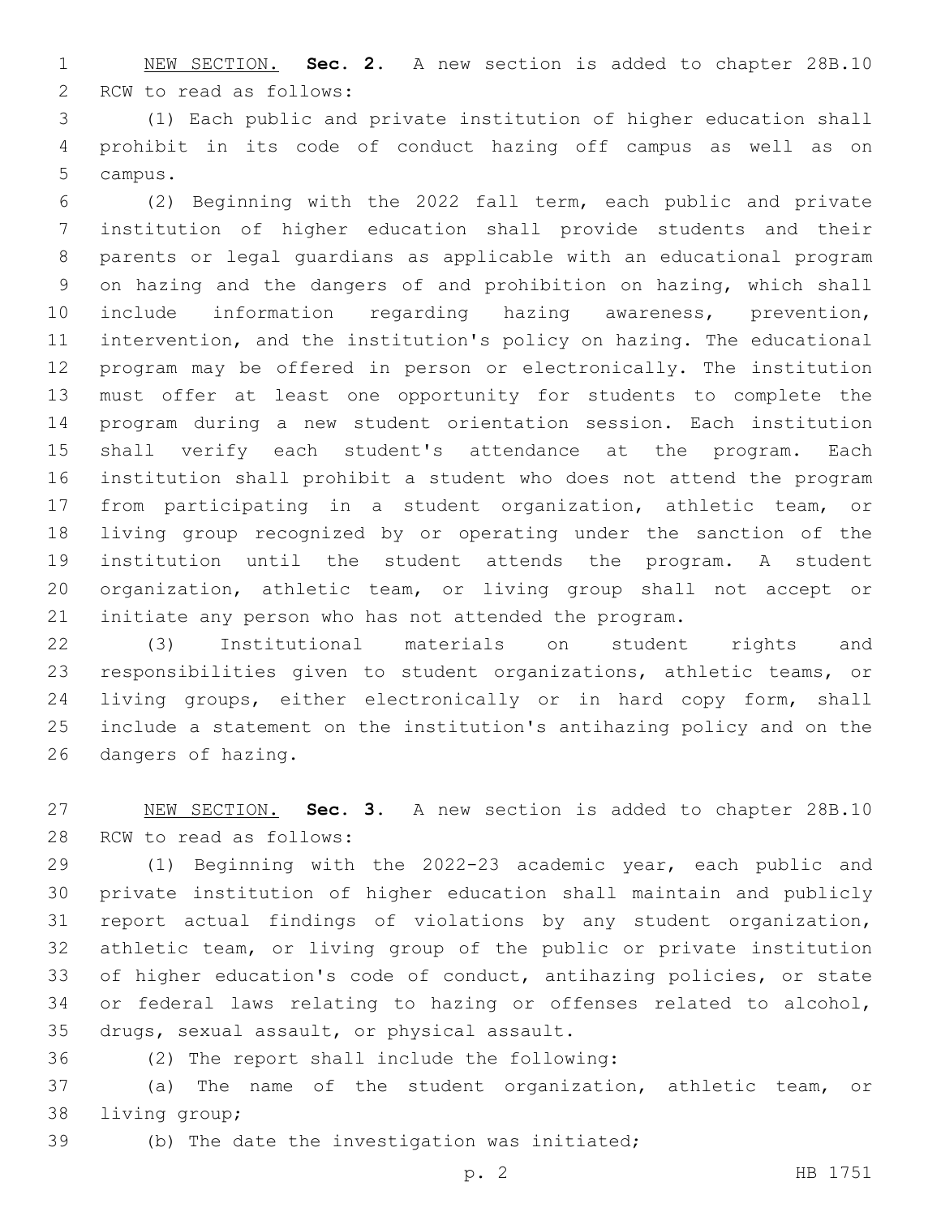NEW SECTION. **Sec. 2.** A new section is added to chapter 28B.10 RCW to read as follows:

(1) Each public and private institution of higher education shall prohibit in its code of conduct hazing off campus as well as on campus.

(2) Beginning with the 2022 fall term, each public and private institution of higher education shall provide students and their parents or legal guardians as applicable with an educational program on hazing and the dangers of and prohibition on hazing, which shall include information regarding hazing awareness, prevention, intervention, and the institution's policy on hazing. The educational program may be offered in person or electronically. The institution must offer at least one opportunity for students to complete the program during a new student orientation session. Each institution shall verify each student's attendance at the program. Each institution shall prohibit a student who does not attend the program from participating in a student organization, athletic team, or living group recognized by or operating under the sanction of the institution until the student attends the program. A student organization, athletic team, or living group shall not accept or initiate any person who has not attended the program.

(3) Institutional materials on student rights and responsibilities given to student organizations, athletic teams, or living groups, either electronically or in hard copy form, shall include a statement on the institution's antihazing policy and on the dangers of hazing.

NEW SECTION. **Sec. 3.** A new section is added to chapter 28B.10 RCW to read as follows:

(1) Beginning with the 2022-23 academic year, each public and private institution of higher education shall maintain and publicly report actual findings of violations by any student organization, athletic team, or living group of the public or private institution of higher education's code of conduct, antihazing policies, or state or federal laws relating to hazing or offenses related to alcohol, drugs, sexual assault, or physical assault.

(2) The report shall include the following:

(a) The name of the student organization, athletic team, or living group;

(b) The date the investigation was initiated;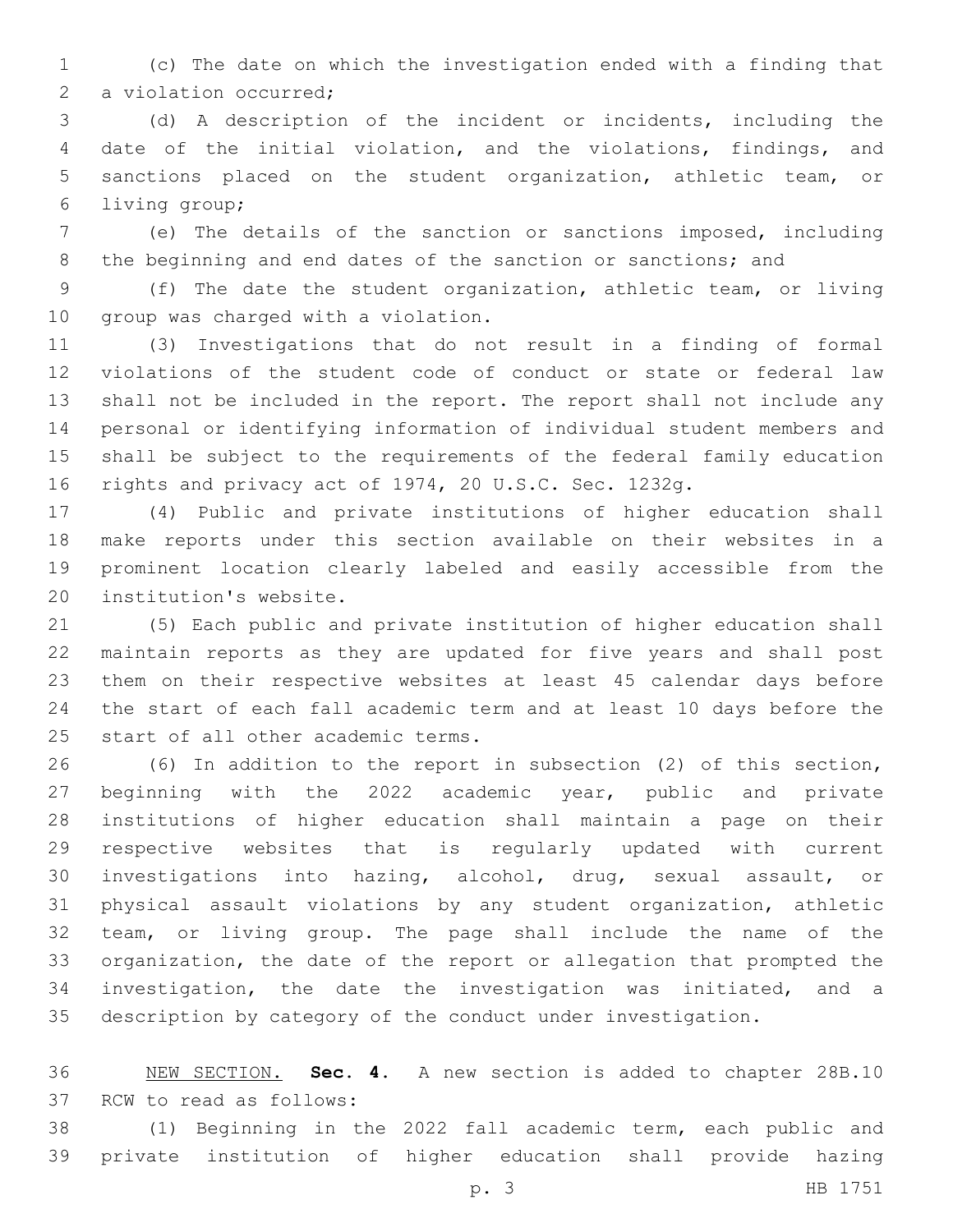(c) The date on which the investigation ended with a finding that a violation occurred;

(d) A description of the incident or incidents, including the date of the initial violation, and the violations, findings, and sanctions placed on the student organization, athletic team, or living group;

(e) The details of the sanction or sanctions imposed, including the beginning and end dates of the sanction or sanctions; and

(f) The date the student organization, athletic team, or living group was charged with a violation.

(3) Investigations that do not result in a finding of formal violations of the student code of conduct or state or federal law shall not be included in the report. The report shall not include any personal or identifying information of individual student members and shall be subject to the requirements of the federal family education rights and privacy act of 1974, 20 U.S.C. Sec. 1232g.

(4) Public and private institutions of higher education shall make reports under this section available on their websites in a prominent location clearly labeled and easily accessible from the institution's website.

(5) Each public and private institution of higher education shall maintain reports as they are updated for five years and shall post them on their respective websites at least 45 calendar days before the start of each fall academic term and at least 10 days before the start of all other academic terms.

(6) In addition to the report in subsection (2) of this section, beginning with the 2022 academic year, public and private institutions of higher education shall maintain a page on their respective websites that is regularly updated with current investigations into hazing, alcohol, drug, sexual assault, or physical assault violations by any student organization, athletic team, or living group. The page shall include the name of the organization, the date of the report or allegation that prompted the investigation, the date the investigation was initiated, and a description by category of the conduct under investigation.

NEW SECTION. **Sec. 4.** A new section is added to chapter 28B.10 RCW to read as follows:

(1) Beginning in the 2022 fall academic term, each public and private institution of higher education shall provide hazing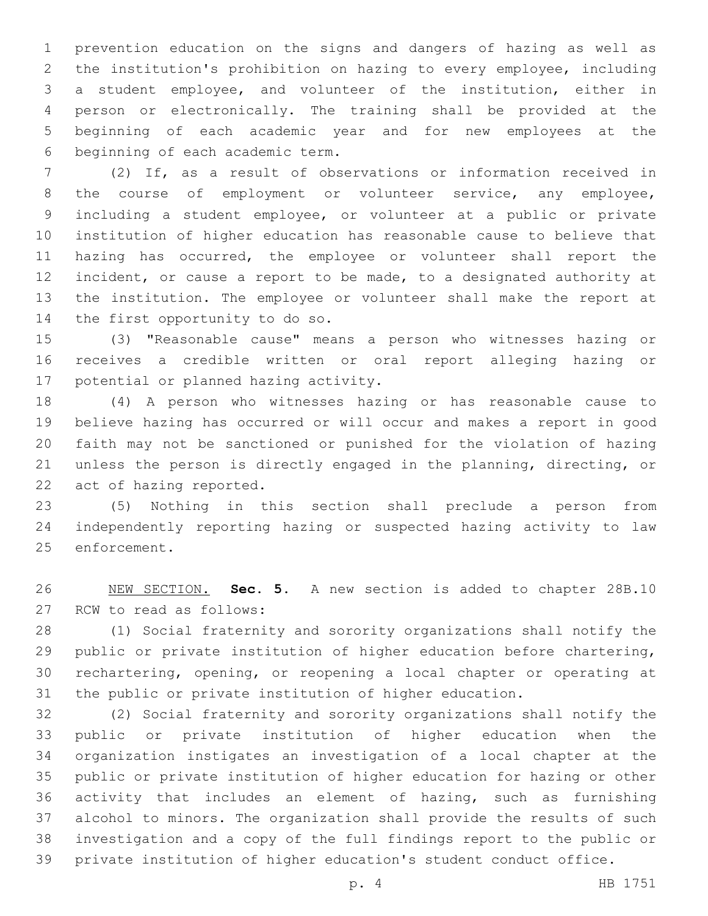prevention education on the signs and dangers of hazing as well as the institution's prohibition on hazing to every employee, including a student employee, and volunteer of the institution, either in person or electronically. The training shall be provided at the beginning of each academic year and for new employees at the beginning of each academic term.

(2) If, as a result of observations or information received in the course of employment or volunteer service, any employee, including a student employee, or volunteer at a public or private institution of higher education has reasonable cause to believe that hazing has occurred, the employee or volunteer shall report the incident, or cause a report to be made, to a designated authority at the institution. The employee or volunteer shall make the report at the first opportunity to do so.

(3) "Reasonable cause" means a person who witnesses hazing or receives a credible written or oral report alleging hazing or potential or planned hazing activity.

(4) A person who witnesses hazing or has reasonable cause to believe hazing has occurred or will occur and makes a report in good faith may not be sanctioned or punished for the violation of hazing unless the person is directly engaged in the planning, directing, or act of hazing reported.

(5) Nothing in this section shall preclude a person from independently reporting hazing or suspected hazing activity to law enforcement.

NEW SECTION. **Sec. 5.** A new section is added to chapter 28B.10 RCW to read as follows:

(1) Social fraternity and sorority organizations shall notify the public or private institution of higher education before chartering, rechartering, opening, or reopening a local chapter or operating at the public or private institution of higher education.

(2) Social fraternity and sorority organizations shall notify the public or private institution of higher education when the organization instigates an investigation of a local chapter at the public or private institution of higher education for hazing or other activity that includes an element of hazing, such as furnishing alcohol to minors. The organization shall provide the results of such investigation and a copy of the full findings report to the public or private institution of higher education's student conduct office.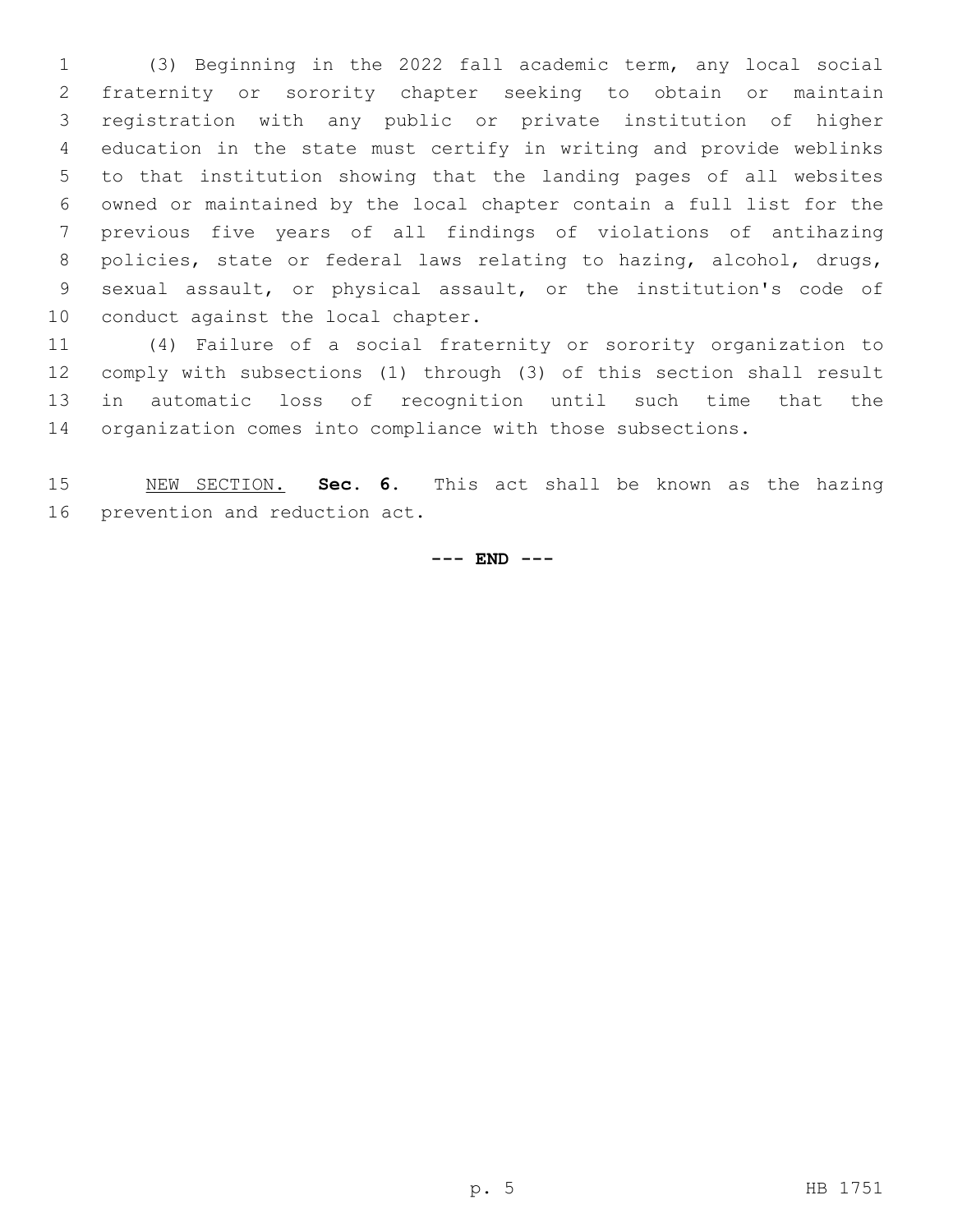(3) Beginning in the 2022 fall academic term, any local social fraternity or sorority chapter seeking to obtain or maintain registration with any public or private institution of higher education in the state must certify in writing and provide weblinks to that institution showing that the landing pages of all websites owned or maintained by the local chapter contain a full list for the previous five years of all findings of violations of antihazing policies, state or federal laws relating to hazing, alcohol, drugs, sexual assault, or physical assault, or the institution's code of conduct against the local chapter.

(4) Failure of a social fraternity or sorority organization to comply with subsections (1) through (3) of this section shall result in automatic loss of recognition until such time that the organization comes into compliance with those subsections.

NEW SECTION. **Sec. 6.** This act shall be known as the hazing prevention and reduction act.

**--- END ---**